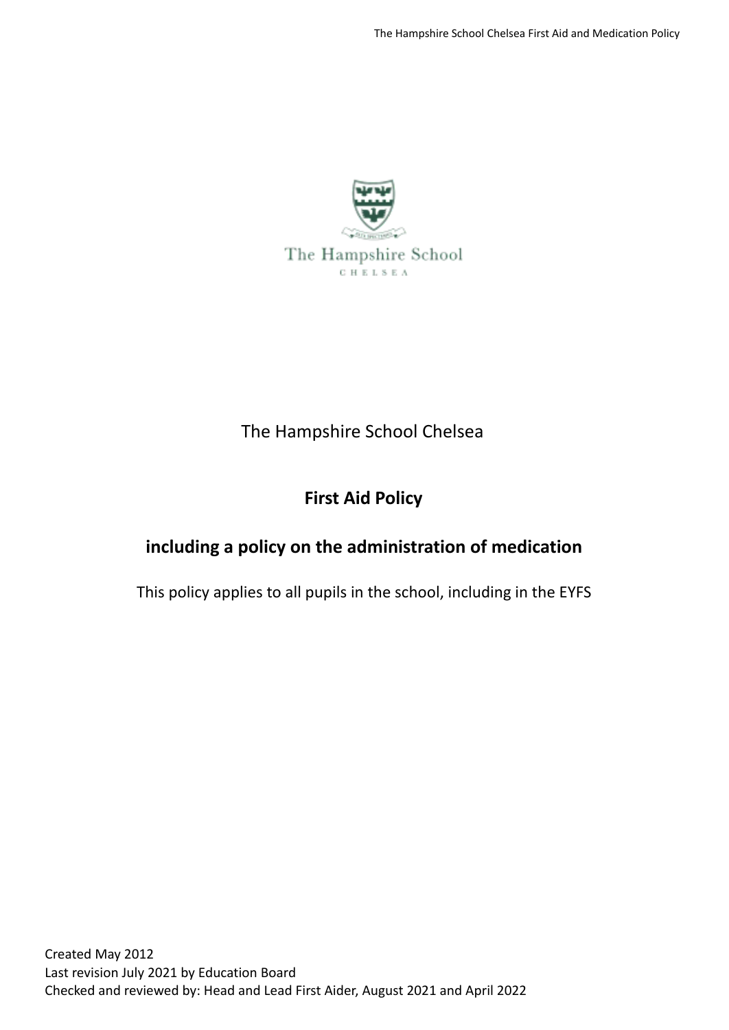The Hampshire School Chelsea

**First Aid Policy**

**including a policy on the administration of medication**

This policy applies to all pupils in the school, including in the EYFS

Created May 2012
Last revision July 2021 by Education Board
Checked and reviewed by: Head and Lead First Aider, August 2021 and April 2022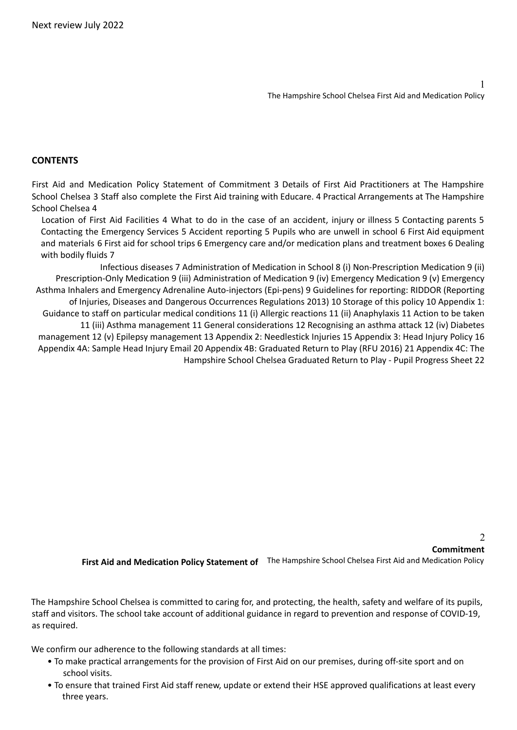Next review July 2022

## CONTENTS

First Aid and Medication Policy Statement of Commitment 3 Details of First Aid Practitioners at The Hampshire School Chelsea 3 Staff also complete the First Aid training with Educare. 4 Practical Arrangements at The Hampshire School Chelsea 4

Location of First Aid Facilities 4 What to do in the case of an accident, injury or illness 5 Contacting parents 5 Contacting the Emergency Services 5 Accident reporting 5 Pupils who are unwell in school 6 First Aid equipment and materials 6 First aid for school trips 6 Emergency care and/or medication plans and treatment boxes 6 Dealing with bodily fluids 7

Infectious diseases 7 Administration of Medication in School 8 (i) Non-Prescription Medication 9 (ii) Prescription-Only Medication 9 (iii) Administration of Medication 9 (iv) Emergency Medication 9 (v) Emergency Asthma Inhalers and Emergency Adrenaline Auto-injectors (Epi-pens) 9 Guidelines for reporting: RIDDOR (Reporting of Injuries, Diseases and Dangerous Occurrences Regulations 2013) 10 Storage of this policy 10 Appendix 1: Guidance to staff on particular medical conditions 11 (i) Allergic reactions 11 (ii) Anaphylaxis 11 Action to be taken 11 (iii) Asthma management 11 General considerations 12 Recognising an asthma attack 12 (iv) Diabetes management 12 (v) Epilepsy management 13 Appendix 2: Needlestick Injuries 15 Appendix 3: Head Injury Policy 16 Appendix 4A: Sample Head Injury Email 20 Appendix 4B: Graduated Return to Play (RFU 2016) 21 Appendix 4C: The Hampshire School Chelsea Graduated Return to Play - Pupil Progress Sheet 22

## First Aid and Medication Policy Statement of Commitment

The Hampshire School Chelsea is committed to caring for, and protecting, the health, safety and welfare of its pupils, staff and visitors. The school take account of additional guidance in regard to prevention and response of COVID-19, as required.

We confirm our adherence to the following standards at all times:

- To make practical arrangements for the provision of First Aid on our premises, during off-site sport and on school visits.
- To ensure that trained First Aid staff renew, update or extend their HSE approved qualifications at least every three years.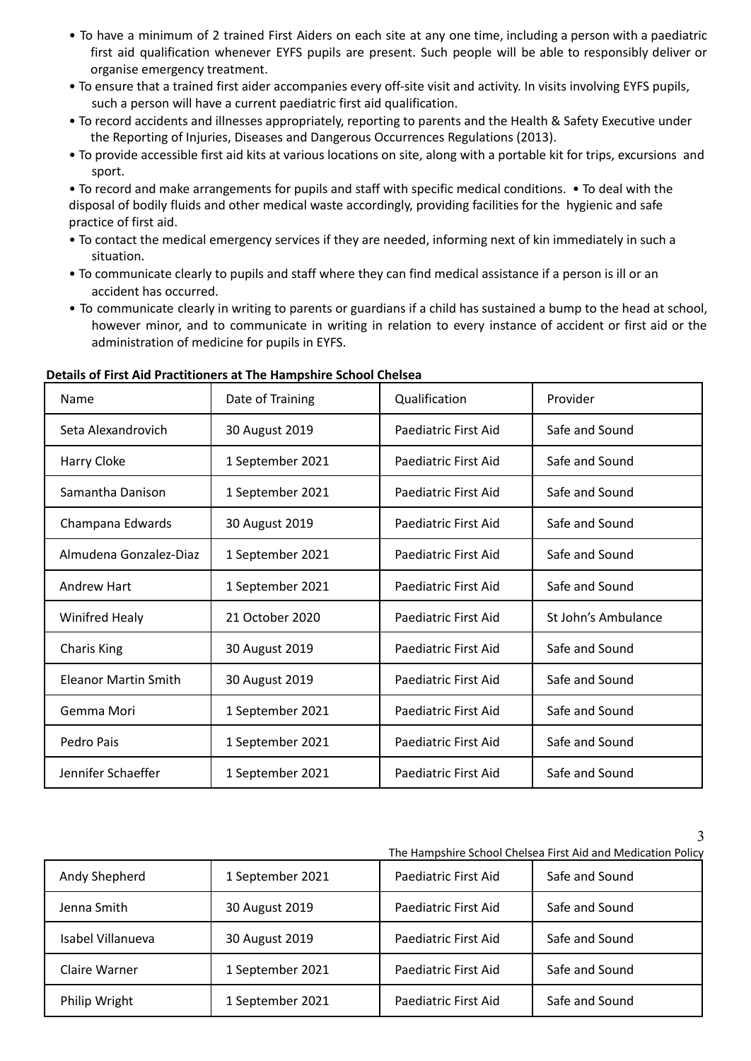- To have a minimum of 2 trained First Aiders on each site at any one time, including a person with a paediatric first aid qualification whenever EYFS pupils are present. Such people will be able to responsibly deliver or organise emergency treatment.
- To ensure that a trained first aider accompanies every off-site visit and activity. In visits involving EYFS pupils, such a person will have a current paediatric first aid qualification.
- To record accidents and illnesses appropriately, reporting to parents and the Health & Safety Executive under the Reporting of Injuries, Diseases and Dangerous Occurrences Regulations (2013).
- To provide accessible first aid kits at various locations on site, along with a portable kit for trips, excursions and sport.
- To record and make arrangements for pupils and staff with specific medical conditions.
- To deal with the disposal of bodily fluids and other medical waste accordingly, providing facilities for the hygienic and safe practice of first aid.
- To contact the medical emergency services if they are needed, informing next of kin immediately in such a situation.
- To communicate clearly to pupils and staff where they can find medical assistance if a person is ill or an accident has occurred.
- To communicate clearly in writing to parents or guardians if a child has sustained a bump to the head at school, however minor, and to communicate in writing in relation to every instance of accident or first aid or the administration of medicine for pupils in EYFS.

**Details of First Aid Practitioners at The Hampshire School Chelsea**

| Name | Date of Training | Qualification | Provider |
|---|---|---|---|
| Seta Alexandrovich | 30 August 2019 | Paediatric First Aid | Safe and Sound |
| Harry Cloke | 1 September 2021 | Paediatric First Aid | Safe and Sound |
| Samantha Danison | 1 September 2021 | Paediatric First Aid | Safe and Sound |
| Champana Edwards | 30 August 2019 | Paediatric First Aid | Safe and Sound |
| Almudena Gonzalez-Diaz | 1 September 2021 | Paediatric First Aid | Safe and Sound |
| Andrew Hart | 1 September 2021 | Paediatric First Aid | Safe and Sound |
| Winifred Healy | 21 October 2020 | Paediatric First Aid | St John's Ambulance |
| Charis King | 30 August 2019 | Paediatric First Aid | Safe and Sound |
| Eleanor Martin Smith | 30 August 2019 | Paediatric First Aid | Safe and Sound |
| Gemma Mori | 1 September 2021 | Paediatric First Aid | Safe and Sound |
| Pedro Pais | 1 September 2021 | Paediatric First Aid | Safe and Sound |
| Jennifer Schaeffer | 1 September 2021 | Paediatric First Aid | Safe and Sound |
| Andy Shepherd | 1 September 2021 | Paediatric First Aid | Safe and Sound |
| Jenna Smith | 30 August 2019 | Paediatric First Aid | Safe and Sound |
| Isabel Villanueva | 30 August 2019 | Paediatric First Aid | Safe and Sound |
| Claire Warner | 1 September 2021 | Paediatric First Aid | Safe and Sound |
| Philip Wright | 1 September 2021 | Paediatric First Aid | Safe and Sound |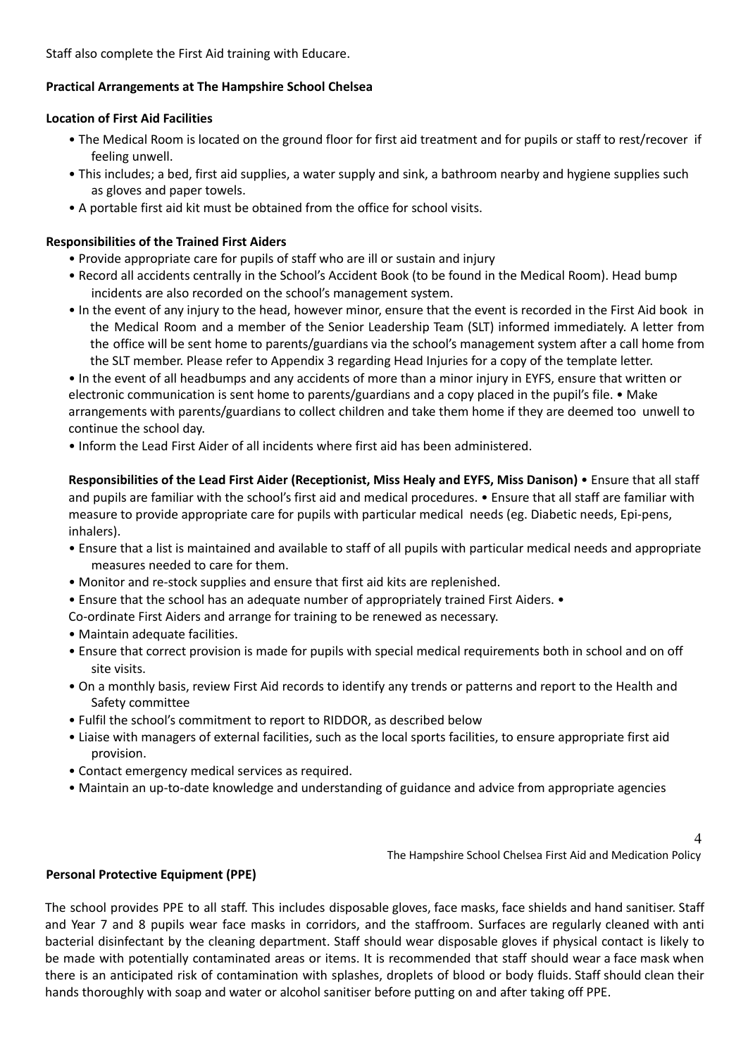Staff also complete the First Aid training with Educare.

**Practical Arrangements at The Hampshire School Chelsea**

**Location of First Aid Facilities**

- The Medical Room is located on the ground floor for first aid treatment and for pupils or staff to rest/recover if feeling unwell.
- This includes; a bed, first aid supplies, a water supply and sink, a bathroom nearby and hygiene supplies such as gloves and paper towels.
- A portable first aid kit must be obtained from the office for school visits.

**Responsibilities of the Trained First Aiders**

- Provide appropriate care for pupils of staff who are ill or sustain and injury
- Record all accidents centrally in the School's Accident Book (to be found in the Medical Room). Head bump incidents are also recorded on the school's management system.
- In the event of any injury to the head, however minor, ensure that the event is recorded in the First Aid book in the Medical Room and a member of the Senior Leadership Team (SLT) informed immediately. A letter from the office will be sent home to parents/guardians via the school's management system after a call home from the SLT member. Please refer to Appendix 3 regarding Head Injuries for a copy of the template letter.
- In the event of all headbumps and any accidents of more than a minor injury in EYFS, ensure that written or electronic communication is sent home to parents/guardians and a copy placed in the pupil's file.
- Make arrangements with parents/guardians to collect children and take them home if they are deemed too unwell to continue the school day.
- Inform the Lead First Aider of all incidents where first aid has been administered.

**Responsibilities of the Lead First Aider (Receptionist, Miss Healy and EYFS, Miss Danison)**

- Ensure that all staff and pupils are familiar with the school's first aid and medical procedures.
- Ensure that all staff are familiar with measure to provide appropriate care for pupils with particular medical needs (eg. Diabetic needs, Epi-pens, inhalers).
- Ensure that a list is maintained and available to staff of all pupils with particular medical needs and appropriate measures needed to care for them.
- Monitor and re-stock supplies and ensure that first aid kits are replenished.
- Ensure that the school has an adequate number of appropriately trained First Aiders.
- Co-ordinate First Aiders and arrange for training to be renewed as necessary.
- Maintain adequate facilities.
- Ensure that correct provision is made for pupils with special medical requirements both in school and on off site visits.
- On a monthly basis, review First Aid records to identify any trends or patterns and report to the Health and Safety committee
- Fulfil the school's commitment to report to RIDDOR, as described below
- Liaise with managers of external facilities, such as the local sports facilities, to ensure appropriate first aid provision.
- Contact emergency medical services as required.
- Maintain an up-to-date knowledge and understanding of guidance and advice from appropriate agencies

**Personal Protective Equipment (PPE)**

The school provides PPE to all staff. This includes disposable gloves, face masks, face shields and hand sanitiser. Staff and Year 7 and 8 pupils wear face masks in corridors, and the staffroom. Surfaces are regularly cleaned with anti bacterial disinfectant by the cleaning department. Staff should wear disposable gloves if physical contact is likely to be made with potentially contaminated areas or items. It is recommended that staff should wear a face mask when there is an anticipated risk of contamination with splashes, droplets of blood or body fluids. Staff should clean their hands thoroughly with soap and water or alcohol sanitiser before putting on and after taking off PPE.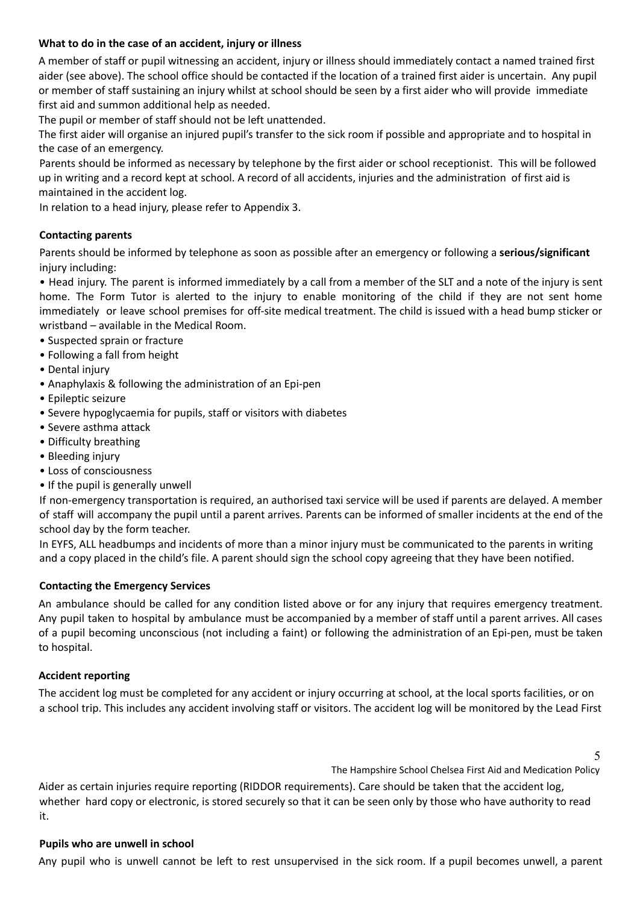**What to do in the case of an accident, injury or illness**

A member of staff or pupil witnessing an accident, injury or illness should immediately contact a named trained first aider (see above). The school office should be contacted if the location of a trained first aider is uncertain. Any pupil or member of staff sustaining an injury whilst at school should be seen by a first aider who will provide immediate first aid and summon additional help as needed.

The pupil or member of staff should not be left unattended.

The first aider will organise an injured pupil's transfer to the sick room if possible and appropriate and to hospital in the case of an emergency.

Parents should be informed as necessary by telephone by the first aider or school receptionist. This will be followed up in writing and a record kept at school. A record of all accidents, injuries and the administration of first aid is maintained in the accident log.

In relation to a head injury, please refer to Appendix 3.

**Contacting parents**

Parents should be informed by telephone as soon as possible after an emergency or following a **serious/significant** injury including:

- Head injury. The parent is informed immediately by a call from a member of the SLT and a note of the injury is sent home. The Form Tutor is alerted to the injury to enable monitoring of the child if they are not sent home immediately or leave school premises for off-site medical treatment. The child is issued with a head bump sticker or wristband – available in the Medical Room.
- Suspected sprain or fracture
- Following a fall from height
- Dental injury
- Anaphylaxis & following the administration of an Epi-pen
- Epileptic seizure
- Severe hypoglycaemia for pupils, staff or visitors with diabetes
- Severe asthma attack
- Difficulty breathing
- Bleeding injury
- Loss of consciousness
- If the pupil is generally unwell

If non-emergency transportation is required, an authorised taxi service will be used if parents are delayed. A member of staff will accompany the pupil until a parent arrives. Parents can be informed of smaller incidents at the end of the school day by the form teacher.

In EYFS, ALL headbumps and incidents of more than a minor injury must be communicated to the parents in writing and a copy placed in the child's file. A parent should sign the school copy agreeing that they have been notified.

**Contacting the Emergency Services**

An ambulance should be called for any condition listed above or for any injury that requires emergency treatment. Any pupil taken to hospital by ambulance must be accompanied by a member of staff until a parent arrives. All cases of a pupil becoming unconscious (not including a faint) or following the administration of an Epi-pen, must be taken to hospital.

**Accident reporting**

The accident log must be completed for any accident or injury occurring at school, at the local sports facilities, or on a school trip. This includes any accident involving staff or visitors. The accident log will be monitored by the Lead First Aider as certain injuries require reporting (RIDDOR requirements). Care should be taken that the accident log, whether hard copy or electronic, is stored securely so that it can be seen only by those who have authority to read it.

**Pupils who are unwell in school**

Any pupil who is unwell cannot be left to rest unsupervised in the sick room. If a pupil becomes unwell, a parent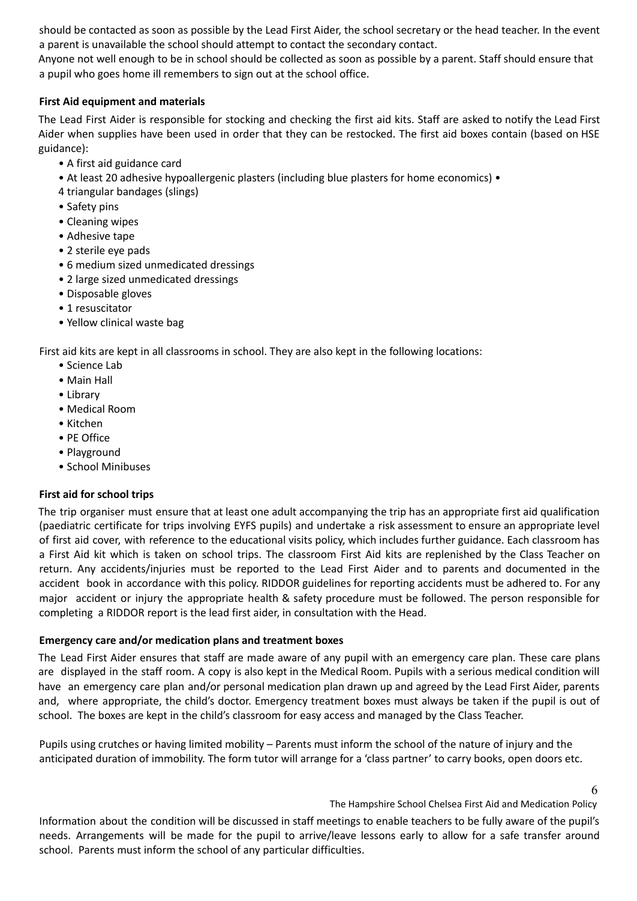should be contacted as soon as possible by the Lead First Aider, the school secretary or the head teacher. In the event a parent is unavailable the school should attempt to contact the secondary contact.

Anyone not well enough to be in school should be collected as soon as possible by a parent. Staff should ensure that a pupil who goes home ill remembers to sign out at the school office.

**First Aid equipment and materials**

The Lead First Aider is responsible for stocking and checking the first aid kits. Staff are asked to notify the Lead First Aider when supplies have been used in order that they can be restocked. The first aid boxes contain (based on HSE guidance):

- A first aid guidance card
- At least 20 adhesive hypoallergenic plasters (including blue plasters for home economics)
- 4 triangular bandages (slings)
- Safety pins
- Cleaning wipes
- Adhesive tape
- 2 sterile eye pads
- 6 medium sized unmedicated dressings
- 2 large sized unmedicated dressings
- Disposable gloves
- 1 resuscitator
- Yellow clinical waste bag

First aid kits are kept in all classrooms in school. They are also kept in the following locations:

- Science Lab
- Main Hall
- Library
- Medical Room
- Kitchen
- PE Office
- Playground
- School Minibuses

**First aid for school trips**

The trip organiser must ensure that at least one adult accompanying the trip has an appropriate first aid qualification (paediatric certificate for trips involving EYFS pupils) and undertake a risk assessment to ensure an appropriate level of first aid cover, with reference to the educational visits policy, which includes further guidance. Each classroom has a First Aid kit which is taken on school trips. The classroom First Aid kits are replenished by the Class Teacher on return. Any accidents/injuries must be reported to the Lead First Aider and to parents and documented in the accident book in accordance with this policy. RIDDOR guidelines for reporting accidents must be adhered to. For any major accident or injury the appropriate health & safety procedure must be followed. The person responsible for completing a RIDDOR report is the lead first aider, in consultation with the Head.

**Emergency care and/or medication plans and treatment boxes**

The Lead First Aider ensures that staff are made aware of any pupil with an emergency care plan. These care plans are displayed in the staff room. A copy is also kept in the Medical Room. Pupils with a serious medical condition will have an emergency care plan and/or personal medication plan drawn up and agreed by the Lead First Aider, parents and, where appropriate, the child's doctor. Emergency treatment boxes must always be taken if the pupil is out of school. The boxes are kept in the child's classroom for easy access and managed by the Class Teacher.

Pupils using crutches or having limited mobility – Parents must inform the school of the nature of injury and the anticipated duration of immobility. The form tutor will arrange for a 'class partner' to carry books, open doors etc.

Information about the condition will be discussed in staff meetings to enable teachers to be fully aware of the pupil's needs. Arrangements will be made for the pupil to arrive/leave lessons early to allow for a safe transfer around school. Parents must inform the school of any particular difficulties.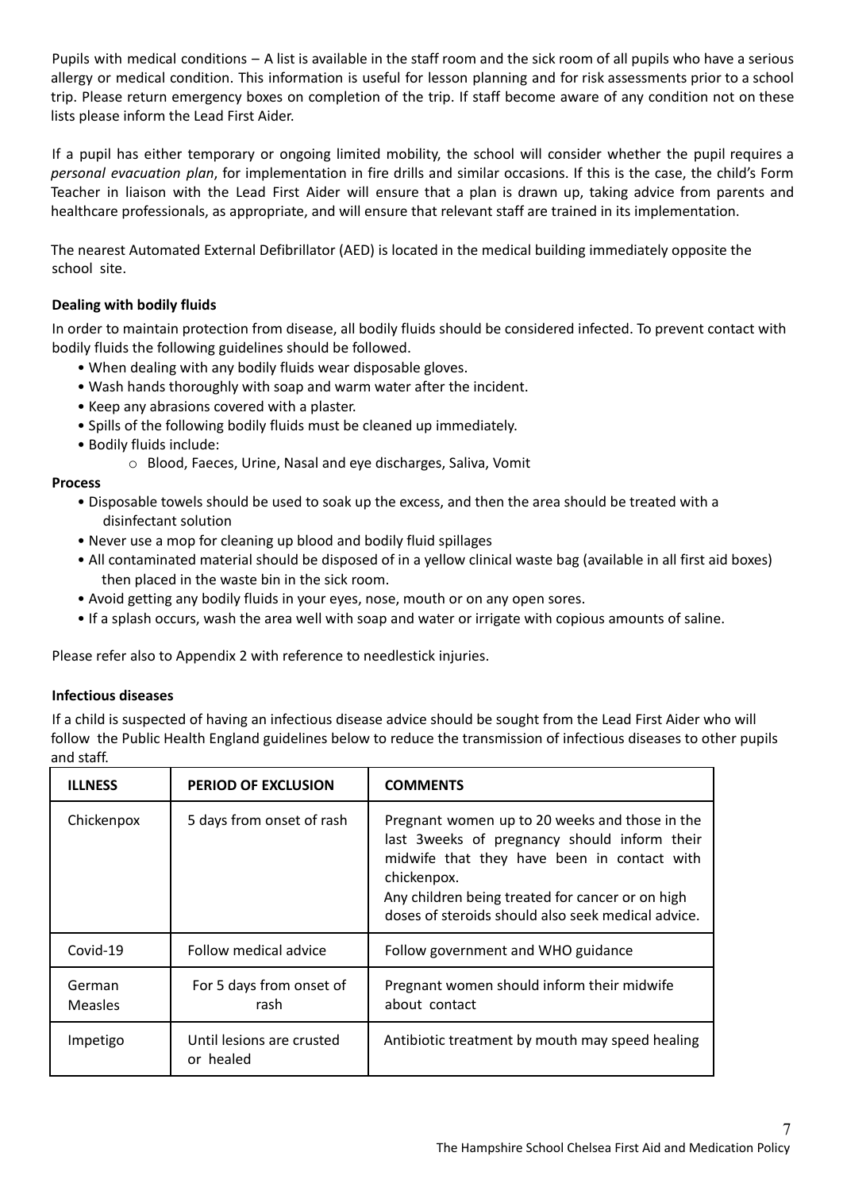Pupils with medical conditions – A list is available in the staff room and the sick room of all pupils who have a serious allergy or medical condition. This information is useful for lesson planning and for risk assessments prior to a school trip. Please return emergency boxes on completion of the trip. If staff become aware of any condition not on these lists please inform the Lead First Aider.

If a pupil has either temporary or ongoing limited mobility, the school will consider whether the pupil requires a *personal evacuation plan*, for implementation in fire drills and similar occasions. If this is the case, the child's Form Teacher in liaison with the Lead First Aider will ensure that a plan is drawn up, taking advice from parents and healthcare professionals, as appropriate, and will ensure that relevant staff are trained in its implementation.

The nearest Automated External Defibrillator (AED) is located in the medical building immediately opposite the school site.

**Dealing with bodily fluids**

In order to maintain protection from disease, all bodily fluids should be considered infected. To prevent contact with bodily fluids the following guidelines should be followed.

- When dealing with any bodily fluids wear disposable gloves.
- Wash hands thoroughly with soap and warm water after the incident.
- Keep any abrasions covered with a plaster.
- Spills of the following bodily fluids must be cleaned up immediately.
- Bodily fluids include:
    - Blood, Faeces, Urine, Nasal and eye discharges, Saliva, Vomit

**Process**

- Disposable towels should be used to soak up the excess, and then the area should be treated with a disinfectant solution
- Never use a mop for cleaning up blood and bodily fluid spillages
- All contaminated material should be disposed of in a yellow clinical waste bag (available in all first aid boxes) then placed in the waste bin in the sick room.
- Avoid getting any bodily fluids in your eyes, nose, mouth or on any open sores.
- If a splash occurs, wash the area well with soap and water or irrigate with copious amounts of saline.

Please refer also to Appendix 2 with reference to needlestick injuries.

**Infectious diseases**

If a child is suspected of having an infectious disease advice should be sought from the Lead First Aider who will follow the Public Health England guidelines below to reduce the transmission of infectious diseases to other pupils and staff.

| ILLNESS | PERIOD OF EXCLUSION | COMMENTS |
|---|---|---|
| Chickenpox | 5 days from onset of rash | Pregnant women up to 20 weeks and those in the last 3weeks of pregnancy should inform their midwife that they have been in contact with chickenpox. Any children being treated for cancer or on high doses of steroids should also seek medical advice. |
| Covid-19 | Follow medical advice | Follow government and WHO guidance |
| German Measles | For 5 days from onset of rash | Pregnant women should inform their midwife about contact |
| Impetigo | Until lesions are crusted or healed | Antibiotic treatment by mouth may speed healing |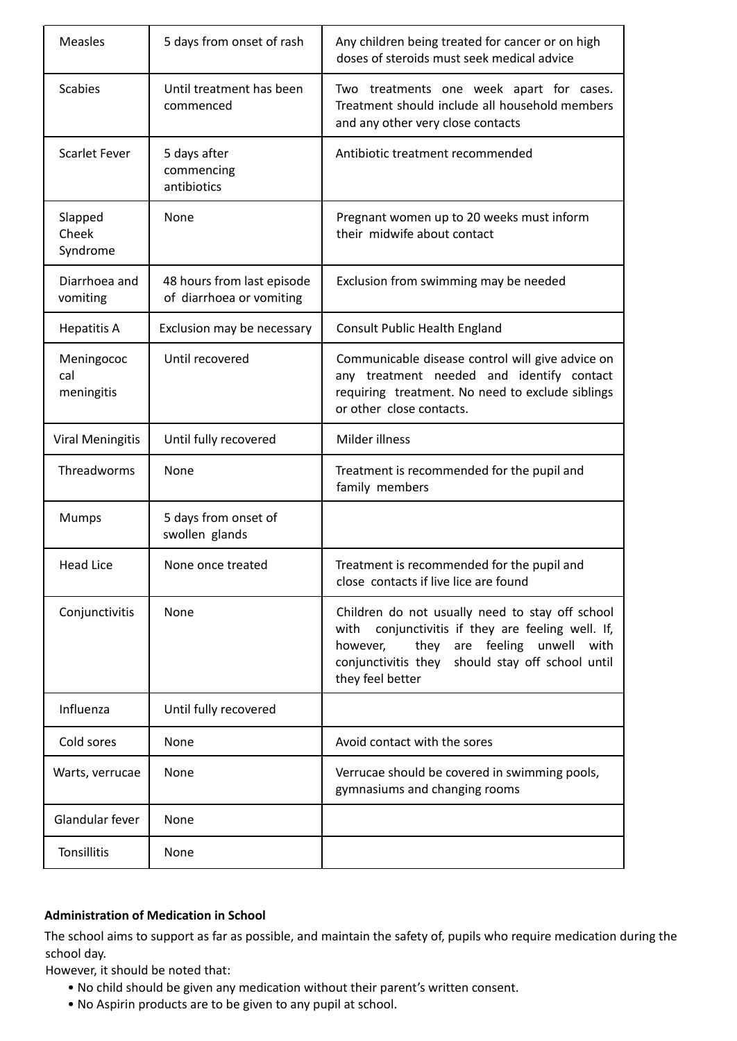| Measles | 5 days from onset of rash | Any children being treated for cancer or on high doses of steroids must seek medical advice |
|---|---|---|
| Scabies | Until treatment has been commenced | Two treatments one week apart for cases. Treatment should include all household members and any other very close contacts |
| Scarlet Fever | 5 days after commencing antibiotics | Antibiotic treatment recommended |
| Slapped Cheek Syndrome | None | Pregnant women up to 20 weeks must inform their midwife about contact |
| Diarrhoea and vomiting | 48 hours from last episode of diarrhoea or vomiting | Exclusion from swimming may be needed |
| Hepatitis A | Exclusion may be necessary | Consult Public Health England |
| Meningococcal meningitis | Until recovered | Communicable disease control will give advice on any treatment needed and identify contact requiring treatment. No need to exclude siblings or other close contacts. |
| Viral Meningitis | Until fully recovered | Milder illness |
| Threadworms | None | Treatment is recommended for the pupil and family members |
| Mumps | 5 days from onset of swollen glands | |
| Head Lice | None once treated | Treatment is recommended for the pupil and close contacts if live lice are found |
| Conjunctivitis | None | Children do not usually need to stay off school with conjunctivitis if they are feeling well. If, however, they are feeling unwell with conjunctivitis they should stay off school until they feel better |
| Influenza | Until fully recovered | |
| Cold sores | None | Avoid contact with the sores |
| Warts, verrucae | None | Verrucae should be covered in swimming pools, gymnasiums and changing rooms |
| Glandular fever | None | |
| Tonsillitis | None | |

**Administration of Medication in School**

The school aims to support as far as possible, and maintain the safety of, pupils who require medication during the school day.

However, it should be noted that:

- No child should be given any medication without their parent's written consent.
- No Aspirin products are to be given to any pupil at school.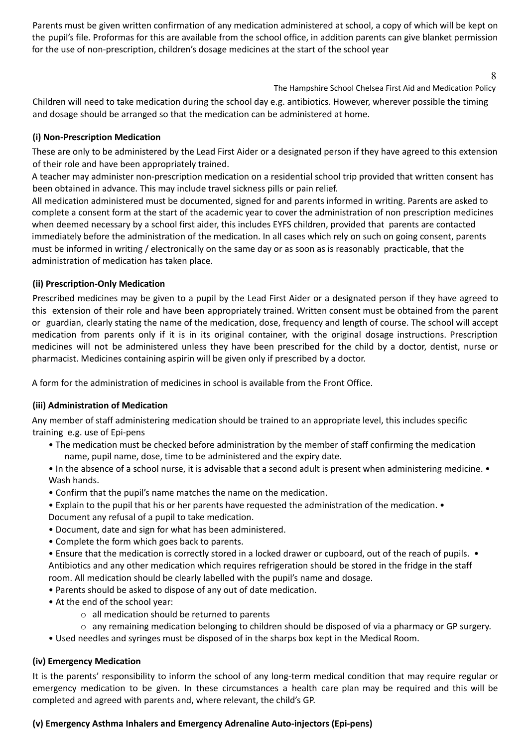Parents must be given written confirmation of any medication administered at school, a copy of which will be kept on the pupil's file. Proformas for this are available from the school office, in addition parents can give blanket permission for the use of non-prescription, children's dosage medicines at the start of the school year

Children will need to take medication during the school day e.g. antibiotics. However, wherever possible the timing and dosage should be arranged so that the medication can be administered at home.

### (i) Non-Prescription Medication

These are only to be administered by the Lead First Aider or a designated person if they have agreed to this extension of their role and have been appropriately trained.

A teacher may administer non-prescription medication on a residential school trip provided that written consent has been obtained in advance. This may include travel sickness pills or pain relief.

All medication administered must be documented, signed for and parents informed in writing. Parents are asked to complete a consent form at the start of the academic year to cover the administration of non prescription medicines when deemed necessary by a school first aider, this includes EYFS children, provided that parents are contacted immediately before the administration of the medication. In all cases which rely on such on going consent, parents must be informed in writing / electronically on the same day or as soon as is reasonably practicable, that the administration of medication has taken place.

### (ii) Prescription-Only Medication

Prescribed medicines may be given to a pupil by the Lead First Aider or a designated person if they have agreed to this extension of their role and have been appropriately trained. Written consent must be obtained from the parent or guardian, clearly stating the name of the medication, dose, frequency and length of course. The school will accept medication from parents only if it is in its original container, with the original dosage instructions. Prescription medicines will not be administered unless they have been prescribed for the child by a doctor, dentist, nurse or pharmacist. Medicines containing aspirin will be given only if prescribed by a doctor.

A form for the administration of medicines in school is available from the Front Office.

### (iii) Administration of Medication

Any member of staff administering medication should be trained to an appropriate level, this includes specific training e.g. use of Epi-pens

- The medication must be checked before administration by the member of staff confirming the medication name, pupil name, dose, time to be administered and the expiry date.
- In the absence of a school nurse, it is advisable that a second adult is present when administering medicine.
- Wash hands.
- Confirm that the pupil's name matches the name on the medication.
- Explain to the pupil that his or her parents have requested the administration of the medication.
- Document any refusal of a pupil to take medication.
- Document, date and sign for what has been administered.
- Complete the form which goes back to parents.
- Ensure that the medication is correctly stored in a locked drawer or cupboard, out of the reach of pupils.
- Antibiotics and any other medication which requires refrigeration should be stored in the fridge in the staff room. All medication should be clearly labelled with the pupil's name and dosage.
- Parents should be asked to dispose of any out of date medication.
- At the end of the school year:
  - all medication should be returned to parents
  - any remaining medication belonging to children should be disposed of via a pharmacy or GP surgery.
- Used needles and syringes must be disposed of in the sharps box kept in the Medical Room.

### (iv) Emergency Medication

It is the parents' responsibility to inform the school of any long-term medical condition that may require regular or emergency medication to be given. In these circumstances a health care plan may be required and this will be completed and agreed with parents and, where relevant, the child's GP.

### (v) Emergency Asthma Inhalers and Emergency Adrenaline Auto-injectors (Epi-pens)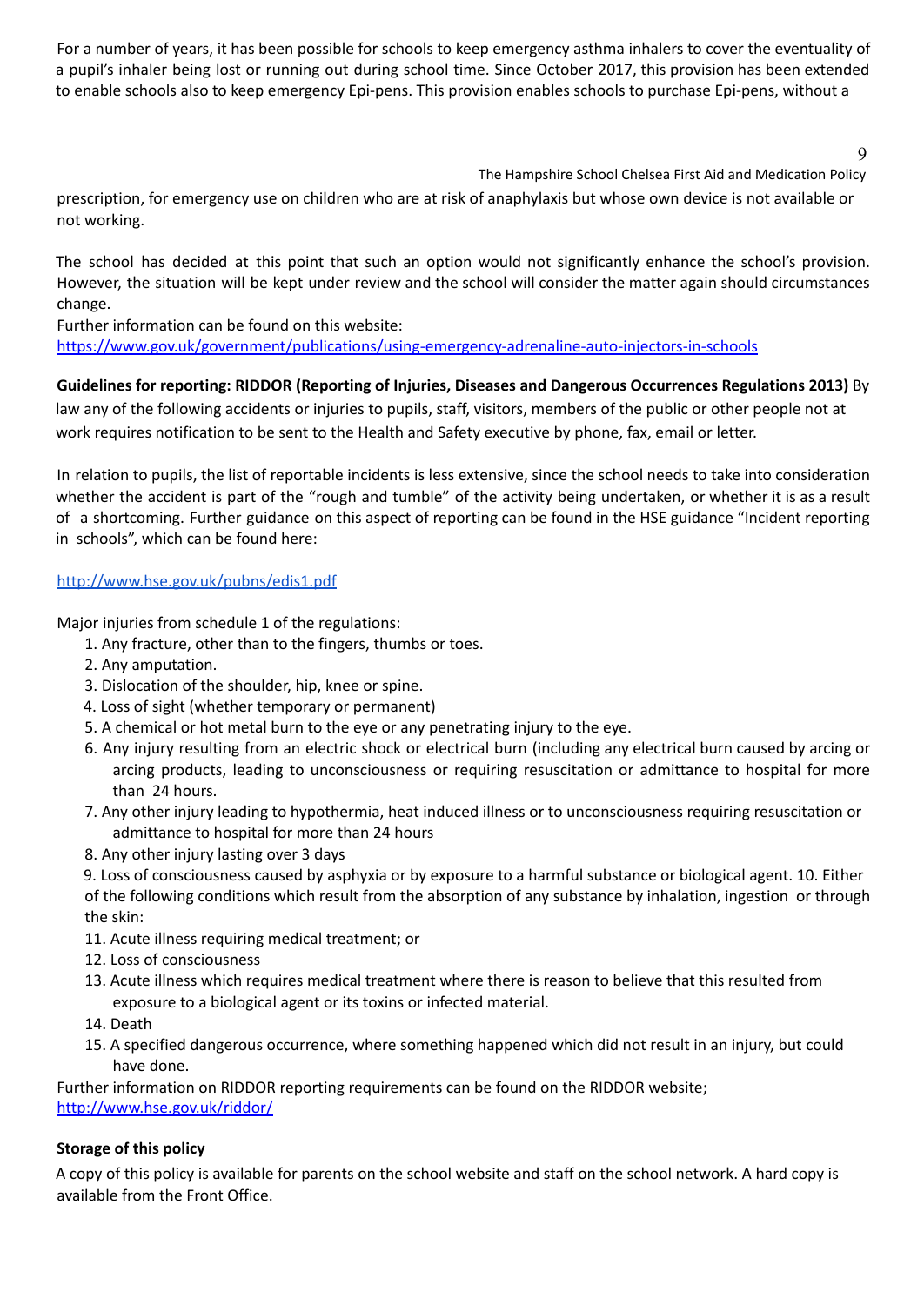For a number of years, it has been possible for schools to keep emergency asthma inhalers to cover the eventuality of a pupil's inhaler being lost or running out during school time. Since October 2017, this provision has been extended to enable schools also to keep emergency Epi-pens. This provision enables schools to purchase Epi-pens, without a prescription, for emergency use on children who are at risk of anaphylaxis but whose own device is not available or not working.

The school has decided at this point that such an option would not significantly enhance the school's provision. However, the situation will be kept under review and the school will consider the matter again should circumstances change.

Further information can be found on this website:
https://www.gov.uk/government/publications/using-emergency-adrenaline-auto-injectors-in-schools

**Guidelines for reporting: RIDDOR (Reporting of Injuries, Diseases and Dangerous Occurrences Regulations 2013)** By law any of the following accidents or injuries to pupils, staff, visitors, members of the public or other people not at work requires notification to be sent to the Health and Safety executive by phone, fax, email or letter.

In relation to pupils, the list of reportable incidents is less extensive, since the school needs to take into consideration whether the accident is part of the "rough and tumble" of the activity being undertaken, or whether it is as a result of a shortcoming. Further guidance on this aspect of reporting can be found in the HSE guidance "Incident reporting in schools", which can be found here:

http://www.hse.gov.uk/pubns/edis1.pdf

Major injuries from schedule 1 of the regulations:

1. Any fracture, other than to the fingers, thumbs or toes.
2. Any amputation.
3. Dislocation of the shoulder, hip, knee or spine.
4. Loss of sight (whether temporary or permanent)
5. A chemical or hot metal burn to the eye or any penetrating injury to the eye.
6. Any injury resulting from an electric shock or electrical burn (including any electrical burn caused by arcing or arcing products, leading to unconsciousness or requiring resuscitation or admittance to hospital for more than 24 hours.
7. Any other injury leading to hypothermia, heat induced illness or to unconsciousness requiring resuscitation or admittance to hospital for more than 24 hours
8. Any other injury lasting over 3 days
9. Loss of consciousness caused by asphyxia or by exposure to a harmful substance or biological agent. 10. Either of the following conditions which result from the absorption of any substance by inhalation, ingestion or through the skin:
11. Acute illness requiring medical treatment; or
12. Loss of consciousness
13. Acute illness which requires medical treatment where there is reason to believe that this resulted from exposure to a biological agent or its toxins or infected material.
14. Death
15. A specified dangerous occurrence, where something happened which did not result in an injury, but could have done.

Further information on RIDDOR reporting requirements can be found on the RIDDOR website;
http://www.hse.gov.uk/riddor/

**Storage of this policy**

A copy of this policy is available for parents on the school website and staff on the school network. A hard copy is available from the Front Office.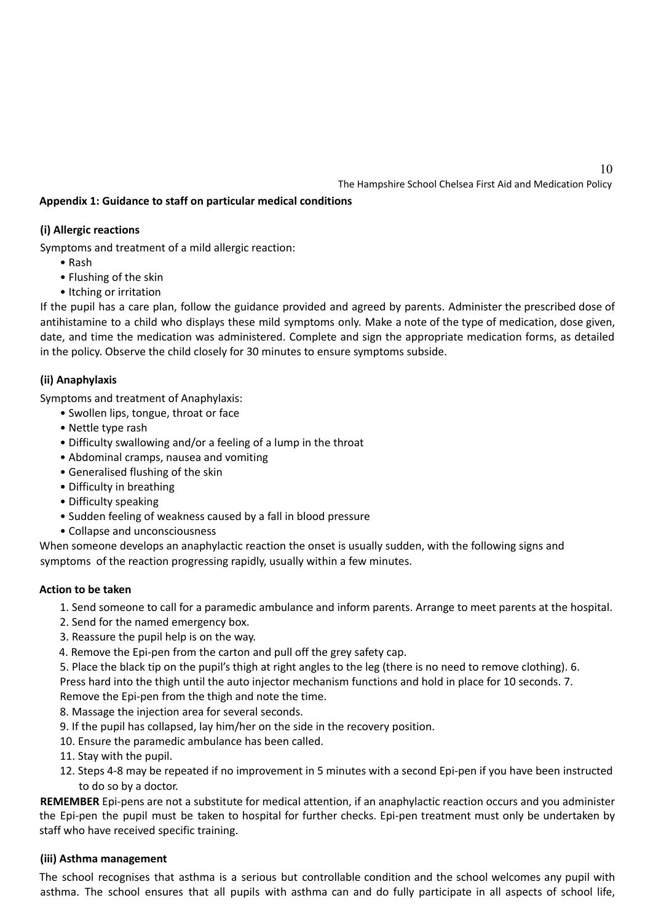## Appendix 1: Guidance to staff on particular medical conditions

### (i) Allergic reactions

Symptoms and treatment of a mild allergic reaction:

- Rash
- Flushing of the skin
- Itching or irritation

If the pupil has a care plan, follow the guidance provided and agreed by parents. Administer the prescribed dose of antihistamine to a child who displays these mild symptoms only. Make a note of the type of medication, dose given, date, and time the medication was administered. Complete and sign the appropriate medication forms, as detailed in the policy. Observe the child closely for 30 minutes to ensure symptoms subside.

### (ii) Anaphylaxis

Symptoms and treatment of Anaphylaxis:

- Swollen lips, tongue, throat or face
- Nettle type rash
- Difficulty swallowing and/or a feeling of a lump in the throat
- Abdominal cramps, nausea and vomiting
- Generalised flushing of the skin
- Difficulty in breathing
- Difficulty speaking
- Sudden feeling of weakness caused by a fall in blood pressure
- Collapse and unconsciousness

When someone develops an anaphylactic reaction the onset is usually sudden, with the following signs and symptoms of the reaction progressing rapidly, usually within a few minutes.

#### Action to be taken

1. Send someone to call for a paramedic ambulance and inform parents. Arrange to meet parents at the hospital.
2. Send for the named emergency box.
3. Reassure the pupil help is on the way.
4. Remove the Epi-pen from the carton and pull off the grey safety cap.
5. Place the black tip on the pupil's thigh at right angles to the leg (there is no need to remove clothing).
6. Press hard into the thigh until the auto injector mechanism functions and hold in place for 10 seconds.
7. Remove the Epi-pen from the thigh and note the time.
8. Massage the injection area for several seconds.
9. If the pupil has collapsed, lay him/her on the side in the recovery position.
10. Ensure the paramedic ambulance has been called.
11. Stay with the pupil.
12. Steps 4-8 may be repeated if no improvement in 5 minutes with a second Epi-pen if you have been instructed to do so by a doctor.

**REMEMBER** Epi-pens are not a substitute for medical attention, if an anaphylactic reaction occurs and you administer the Epi-pen the pupil must be taken to hospital for further checks. Epi-pen treatment must only be undertaken by staff who have received specific training.

### (iii) Asthma management

The school recognises that asthma is a serious but controllable condition and the school welcomes any pupil with asthma. The school ensures that all pupils with asthma can and do fully participate in all aspects of school life,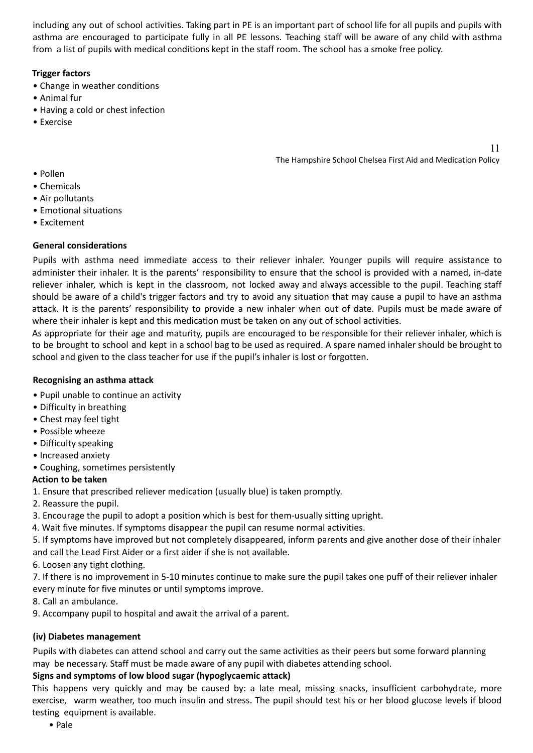including any out of school activities. Taking part in PE is an important part of school life for all pupils and pupils with asthma are encouraged to participate fully in all PE lessons. Teaching staff will be aware of any child with asthma from a list of pupils with medical conditions kept in the staff room. The school has a smoke free policy.

**Trigger factors**

- Change in weather conditions
- Animal fur
- Having a cold or chest infection
- Exercise
- Pollen
- Chemicals
- Air pollutants
- Emotional situations
- Excitement

**General considerations**

Pupils with asthma need immediate access to their reliever inhaler. Younger pupils will require assistance to administer their inhaler. It is the parents' responsibility to ensure that the school is provided with a named, in-date reliever inhaler, which is kept in the classroom, not locked away and always accessible to the pupil. Teaching staff should be aware of a child's trigger factors and try to avoid any situation that may cause a pupil to have an asthma attack. It is the parents' responsibility to provide a new inhaler when out of date. Pupils must be made aware of where their inhaler is kept and this medication must be taken on any out of school activities.

As appropriate for their age and maturity, pupils are encouraged to be responsible for their reliever inhaler, which is to be brought to school and kept in a school bag to be used as required. A spare named inhaler should be brought to school and given to the class teacher for use if the pupil's inhaler is lost or forgotten.

**Recognising an asthma attack**

- Pupil unable to continue an activity
- Difficulty in breathing
- Chest may feel tight
- Possible wheeze
- Difficulty speaking
- Increased anxiety
- Coughing, sometimes persistently

**Action to be taken**

1. Ensure that prescribed reliever medication (usually blue) is taken promptly.
2. Reassure the pupil.
3. Encourage the pupil to adopt a position which is best for them-usually sitting upright.
4. Wait five minutes. If symptoms disappear the pupil can resume normal activities.
5. If symptoms have improved but not completely disappeared, inform parents and give another dose of their inhaler and call the Lead First Aider or a first aider if she is not available.
6. Loosen any tight clothing.
7. If there is no improvement in 5-10 minutes continue to make sure the pupil takes one puff of their reliever inhaler every minute for five minutes or until symptoms improve.
8. Call an ambulance.
9. Accompany pupil to hospital and await the arrival of a parent.

**(iv) Diabetes management**

Pupils with diabetes can attend school and carry out the same activities as their peers but some forward planning may be necessary. Staff must be made aware of any pupil with diabetes attending school.

**Signs and symptoms of low blood sugar (hypoglycaemic attack)**

This happens very quickly and may be caused by: a late meal, missing snacks, insufficient carbohydrate, more exercise, warm weather, too much insulin and stress. The pupil should test his or her blood glucose levels if blood testing equipment is available.

- Pale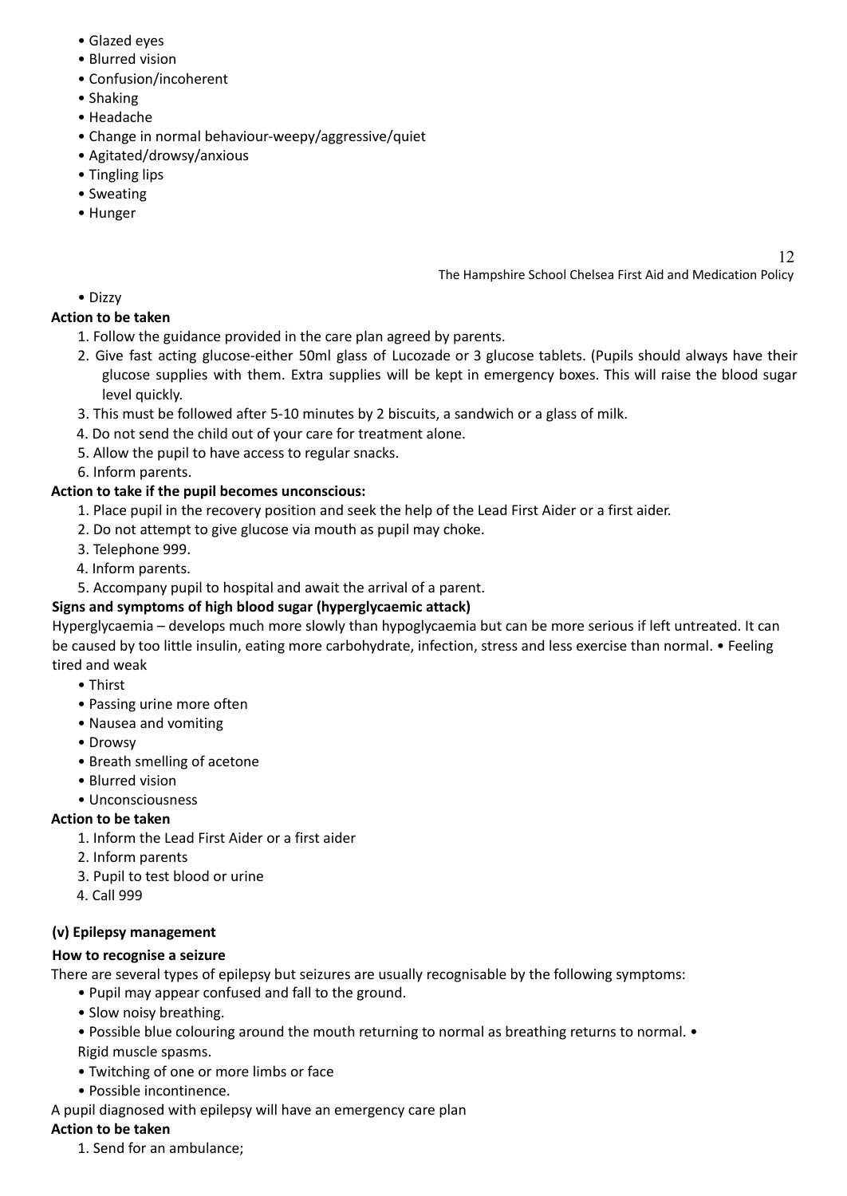- Glazed eyes
- Blurred vision
- Confusion/incoherent
- Shaking
- Headache
- Change in normal behaviour-weepy/aggressive/quiet
- Agitated/drowsy/anxious
- Tingling lips
- Sweating
- Hunger
- Dizzy

**Action to be taken**

1. Follow the guidance provided in the care plan agreed by parents.
2. Give fast acting glucose-either 50ml glass of Lucozade or 3 glucose tablets. (Pupils should always have their glucose supplies with them. Extra supplies will be kept in emergency boxes. This will raise the blood sugar level quickly.
3. This must be followed after 5-10 minutes by 2 biscuits, a sandwich or a glass of milk.
4. Do not send the child out of your care for treatment alone.
5. Allow the pupil to have access to regular snacks.
6. Inform parents.

**Action to take if the pupil becomes unconscious:**

1. Place pupil in the recovery position and seek the help of the Lead First Aider or a first aider.
2. Do not attempt to give glucose via mouth as pupil may choke.
3. Telephone 999.
4. Inform parents.
5. Accompany pupil to hospital and await the arrival of a parent.

**Signs and symptoms of high blood sugar (hyperglycaemic attack)**

Hyperglycaemia – develops much more slowly than hypoglycaemia but can be more serious if left untreated. It can be caused by too little insulin, eating more carbohydrate, infection, stress and less exercise than normal.

- Feeling tired and weak
- Thirst
- Passing urine more often
- Nausea and vomiting
- Drowsy
- Breath smelling of acetone
- Blurred vision
- Unconsciousness

**Action to be taken**

1. Inform the Lead First Aider or a first aider
2. Inform parents
3. Pupil to test blood or urine
4. Call 999

**(v) Epilepsy management**

**How to recognise a seizure**

There are several types of epilepsy but seizures are usually recognisable by the following symptoms:

- Pupil may appear confused and fall to the ground.
- Slow noisy breathing.
- Possible blue colouring around the mouth returning to normal as breathing returns to normal.
- Rigid muscle spasms.
- Twitching of one or more limbs or face
- Possible incontinence.

A pupil diagnosed with epilepsy will have an emergency care plan

**Action to be taken**

1. Send for an ambulance;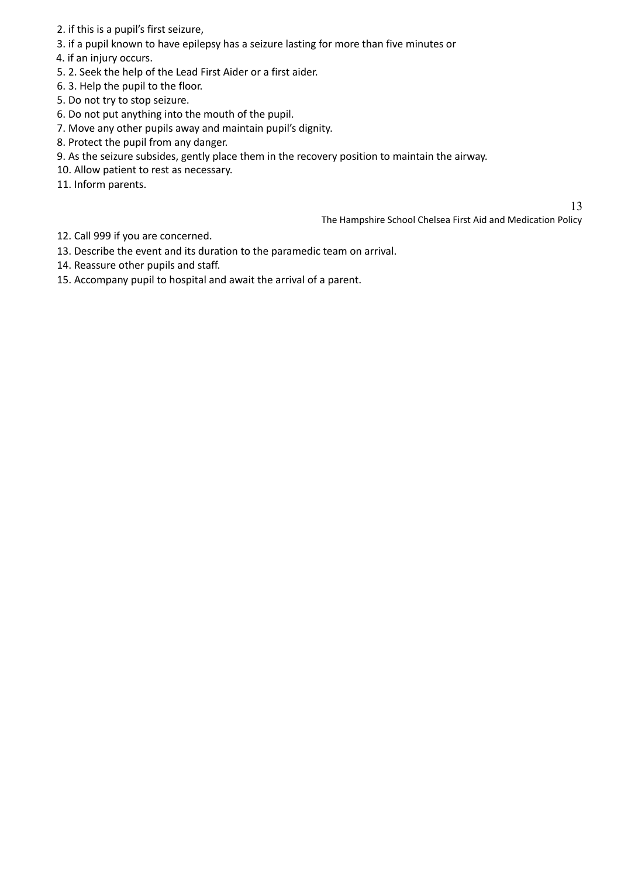2. if this is a pupil's first seizure,
3. if a pupil known to have epilepsy has a seizure lasting for more than five minutes or
4. if an injury occurs.
5. 2. Seek the help of the Lead First Aider or a first aider.
6. 3. Help the pupil to the floor.
5. Do not try to stop seizure.
6. Do not put anything into the mouth of the pupil.
7. Move any other pupils away and maintain pupil's dignity.
8. Protect the pupil from any danger.
9. As the seizure subsides, gently place them in the recovery position to maintain the airway.
10. Allow patient to rest as necessary.
11. Inform parents.
12. Call 999 if you are concerned.
13. Describe the event and its duration to the paramedic team on arrival.
14. Reassure other pupils and staff.
15. Accompany pupil to hospital and await the arrival of a parent.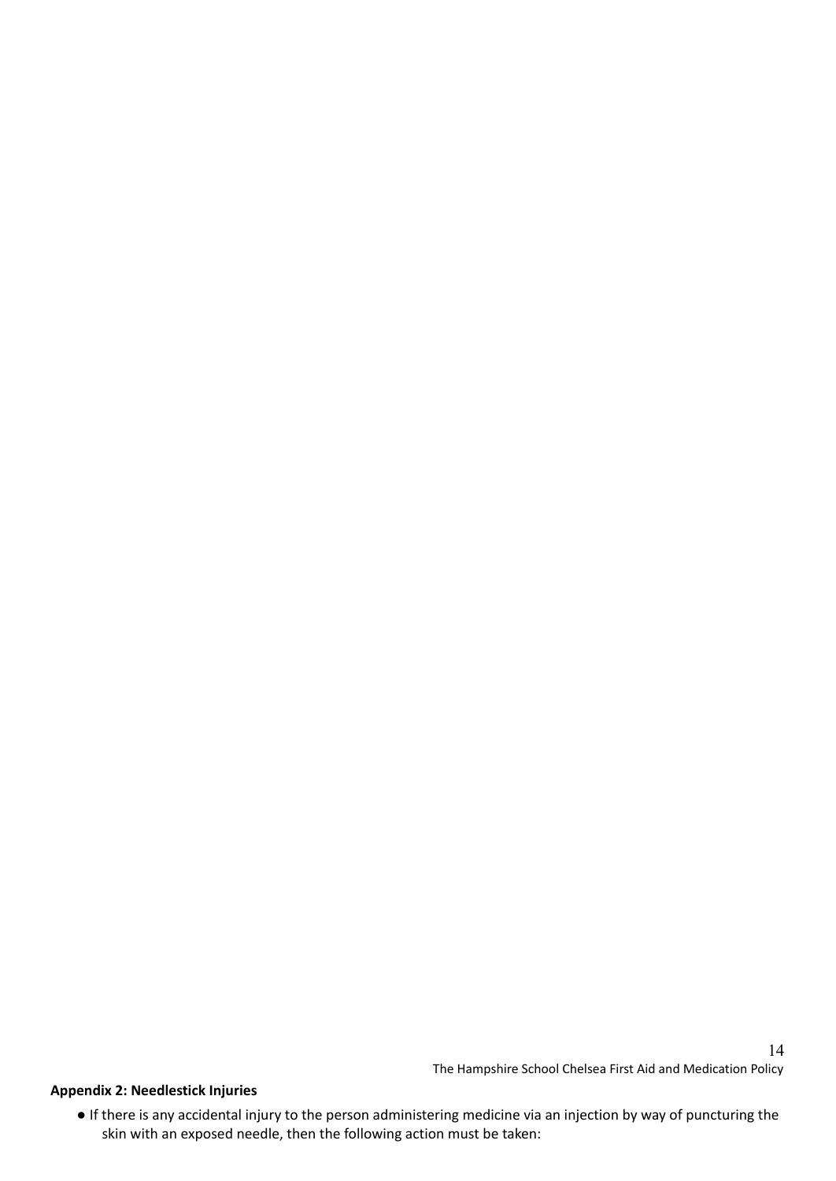**Appendix 2: Needlestick Injuries**

- If there is any accidental injury to the person administering medicine via an injection by way of puncturing the skin with an exposed needle, then the following action must be taken: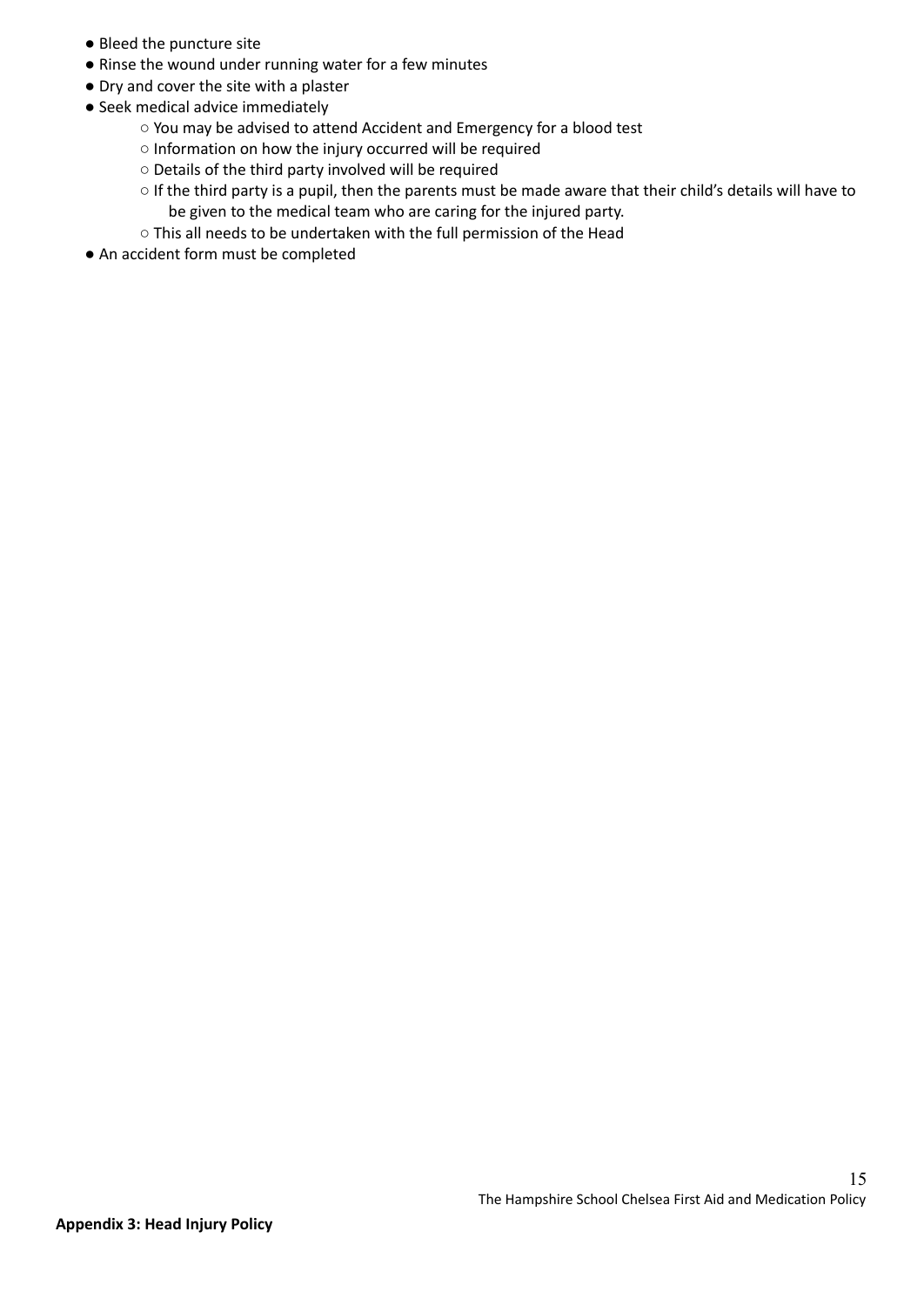- Bleed the puncture site
- Rinse the wound under running water for a few minutes
- Dry and cover the site with a plaster
- Seek medical advice immediately
    - You may be advised to attend Accident and Emergency for a blood test
    - Information on how the injury occurred will be required
    - Details of the third party involved will be required
    - If the third party is a pupil, then the parents must be made aware that their child's details will have to be given to the medical team who are caring for the injured party.
    - This all needs to be undertaken with the full permission of the Head
- An accident form must be completed

**Appendix 3: Head Injury Policy**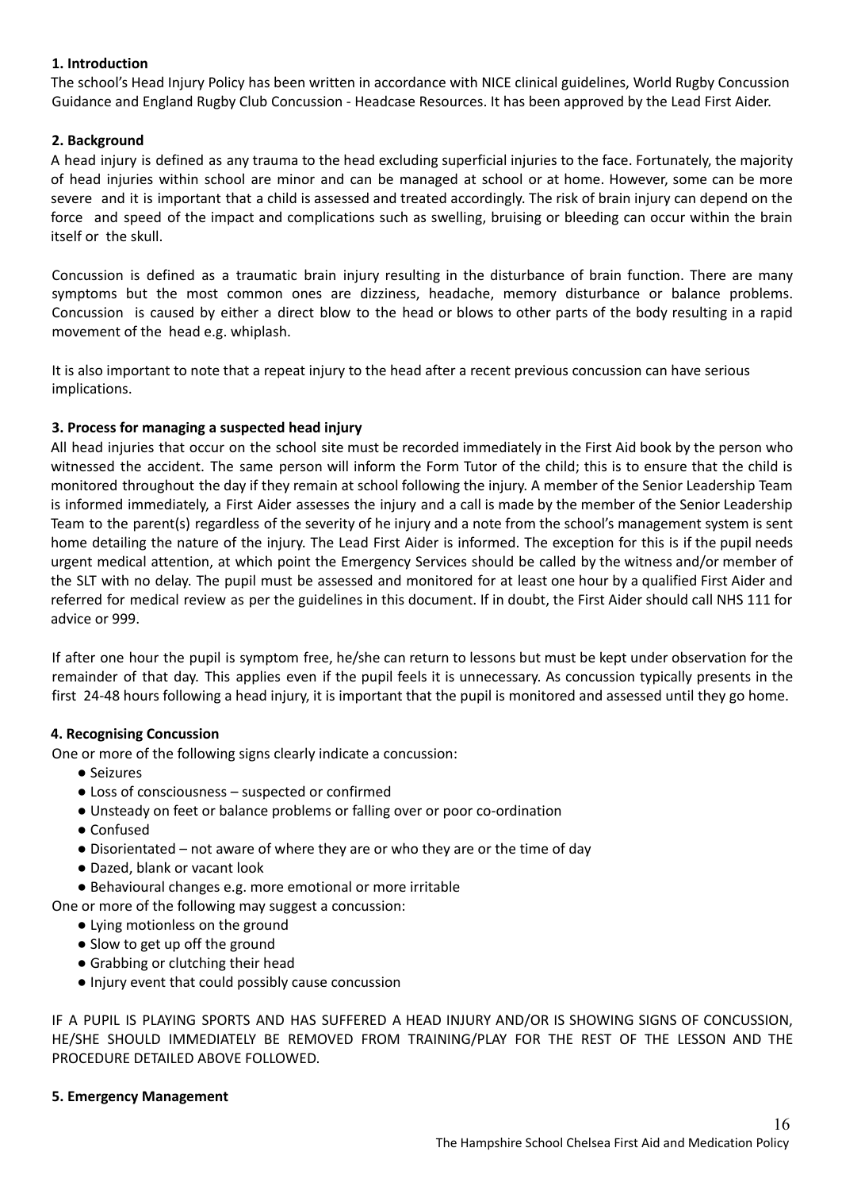**1. Introduction**

The school's Head Injury Policy has been written in accordance with NICE clinical guidelines, World Rugby Concussion Guidance and England Rugby Club Concussion - Headcase Resources. It has been approved by the Lead First Aider.

**2. Background**

A head injury is defined as any trauma to the head excluding superficial injuries to the face. Fortunately, the majority of head injuries within school are minor and can be managed at school or at home. However, some can be more severe and it is important that a child is assessed and treated accordingly. The risk of brain injury can depend on the force and speed of the impact and complications such as swelling, bruising or bleeding can occur within the brain itself or the skull.

Concussion is defined as a traumatic brain injury resulting in the disturbance of brain function. There are many symptoms but the most common ones are dizziness, headache, memory disturbance or balance problems. Concussion is caused by either a direct blow to the head or blows to other parts of the body resulting in a rapid movement of the head e.g. whiplash.

It is also important to note that a repeat injury to the head after a recent previous concussion can have serious implications.

**3. Process for managing a suspected head injury**

All head injuries that occur on the school site must be recorded immediately in the First Aid book by the person who witnessed the accident. The same person will inform the Form Tutor of the child; this is to ensure that the child is monitored throughout the day if they remain at school following the injury. A member of the Senior Leadership Team is informed immediately, a First Aider assesses the injury and a call is made by the member of the Senior Leadership Team to the parent(s) regardless of the severity of he injury and a note from the school's management system is sent home detailing the nature of the injury. The Lead First Aider is informed. The exception for this is if the pupil needs urgent medical attention, at which point the Emergency Services should be called by the witness and/or member of the SLT with no delay. The pupil must be assessed and monitored for at least one hour by a qualified First Aider and referred for medical review as per the guidelines in this document. If in doubt, the First Aider should call NHS 111 for advice or 999.

If after one hour the pupil is symptom free, he/she can return to lessons but must be kept under observation for the remainder of that day. This applies even if the pupil feels it is unnecessary. As concussion typically presents in the first 24-48 hours following a head injury, it is important that the pupil is monitored and assessed until they go home.

**4. Recognising Concussion**

One or more of the following signs clearly indicate a concussion:

- Seizures
- Loss of consciousness – suspected or confirmed
- Unsteady on feet or balance problems or falling over or poor co-ordination
- Confused
- Disorientated – not aware of where they are or who they are or the time of day
- Dazed, blank or vacant look
- Behavioural changes e.g. more emotional or more irritable

One or more of the following may suggest a concussion:

- Lying motionless on the ground
- Slow to get up off the ground
- Grabbing or clutching their head
- Injury event that could possibly cause concussion

IF A PUPIL IS PLAYING SPORTS AND HAS SUFFERED A HEAD INJURY AND/OR IS SHOWING SIGNS OF CONCUSSION, HE/SHE SHOULD IMMEDIATELY BE REMOVED FROM TRAINING/PLAY FOR THE REST OF THE LESSON AND THE PROCEDURE DETAILED ABOVE FOLLOWED.

**5. Emergency Management**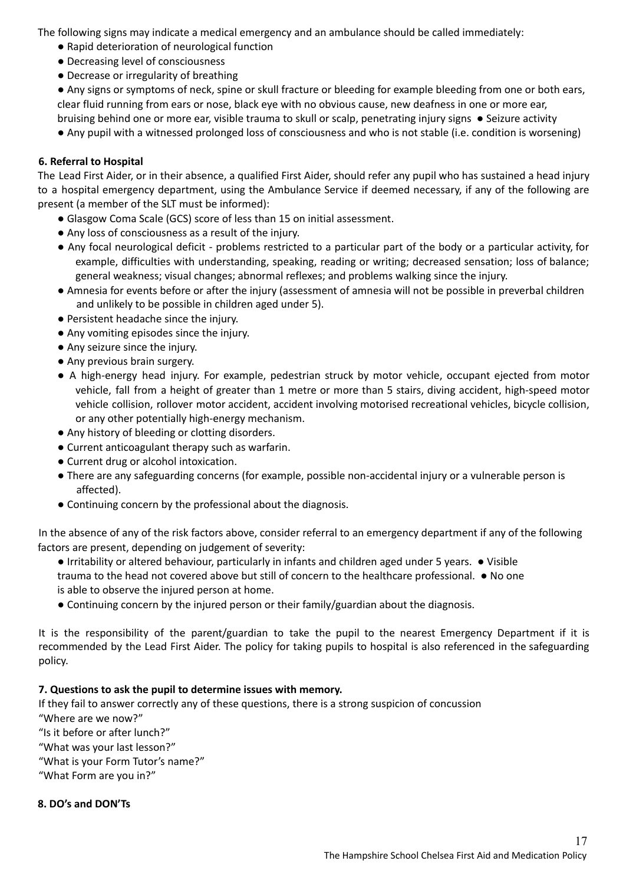The following signs may indicate a medical emergency and an ambulance should be called immediately:

- Rapid deterioration of neurological function
- Decreasing level of consciousness
- Decrease or irregularity of breathing
- Any signs or symptoms of neck, spine or skull fracture or bleeding for example bleeding from one or both ears, clear fluid running from ears or nose, black eye with no obvious cause, new deafness in one or more ear, bruising behind one or more ear, visible trauma to skull or scalp, penetrating injury signs
- Seizure activity
- Any pupil with a witnessed prolonged loss of consciousness and who is not stable (i.e. condition is worsening)

**6. Referral to Hospital**

The Lead First Aider, or in their absence, a qualified First Aider, should refer any pupil who has sustained a head injury to a hospital emergency department, using the Ambulance Service if deemed necessary, if any of the following are present (a member of the SLT must be informed):

- Glasgow Coma Scale (GCS) score of less than 15 on initial assessment.
- Any loss of consciousness as a result of the injury.
- Any focal neurological deficit - problems restricted to a particular part of the body or a particular activity, for example, difficulties with understanding, speaking, reading or writing; decreased sensation; loss of balance; general weakness; visual changes; abnormal reflexes; and problems walking since the injury.
- Amnesia for events before or after the injury (assessment of amnesia will not be possible in preverbal children and unlikely to be possible in children aged under 5).
- Persistent headache since the injury.
- Any vomiting episodes since the injury.
- Any seizure since the injury.
- Any previous brain surgery.
- A high-energy head injury. For example, pedestrian struck by motor vehicle, occupant ejected from motor vehicle, fall from a height of greater than 1 metre or more than 5 stairs, diving accident, high-speed motor vehicle collision, rollover motor accident, accident involving motorised recreational vehicles, bicycle collision, or any other potentially high-energy mechanism.
- Any history of bleeding or clotting disorders.
- Current anticoagulant therapy such as warfarin.
- Current drug or alcohol intoxication.
- There are any safeguarding concerns (for example, possible non-accidental injury or a vulnerable person is affected).
- Continuing concern by the professional about the diagnosis.

In the absence of any of the risk factors above, consider referral to an emergency department if any of the following factors are present, depending on judgement of severity:

- Irritability or altered behaviour, particularly in infants and children aged under 5 years.
- Visible trauma to the head not covered above but still of concern to the healthcare professional.
- No one is able to observe the injured person at home.
- Continuing concern by the injured person or their family/guardian about the diagnosis.

It is the responsibility of the parent/guardian to take the pupil to the nearest Emergency Department if it is recommended by the Lead First Aider. The policy for taking pupils to hospital is also referenced in the safeguarding policy.

**7. Questions to ask the pupil to determine issues with memory.**

If they fail to answer correctly any of these questions, there is a strong suspicion of concussion

"Where are we now?"

"Is it before or after lunch?"

"What was your last lesson?"

"What is your Form Tutor's name?"

"What Form are you in?"

**8. DO's and DON'Ts**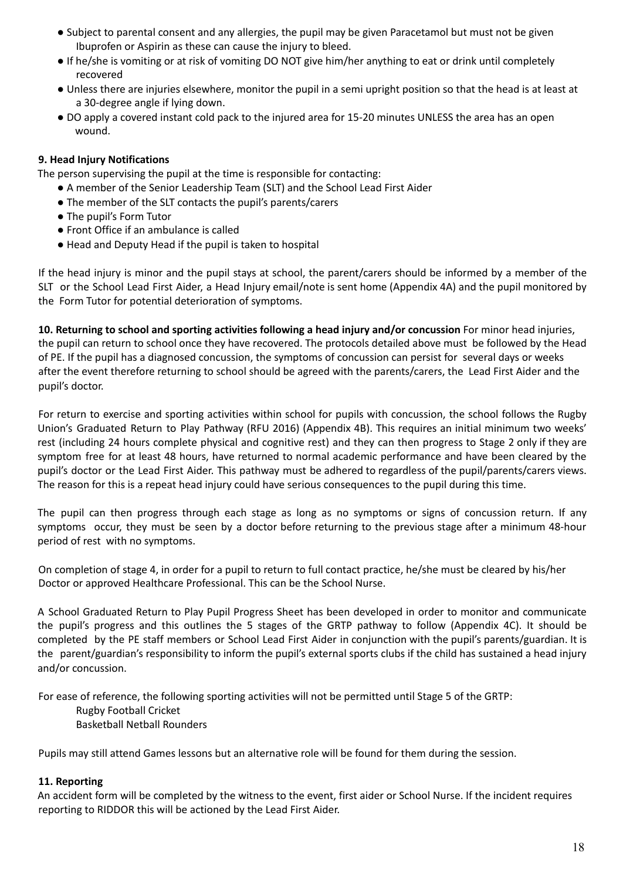- Subject to parental consent and any allergies, the pupil may be given Paracetamol but must not be given Ibuprofen or Aspirin as these can cause the injury to bleed.
- If he/she is vomiting or at risk of vomiting DO NOT give him/her anything to eat or drink until completely recovered
- Unless there are injuries elsewhere, monitor the pupil in a semi upright position so that the head is at least at a 30-degree angle if lying down.
- DO apply a covered instant cold pack to the injured area for 15-20 minutes UNLESS the area has an open wound.

**9. Head Injury Notifications**

The person supervising the pupil at the time is responsible for contacting:

- A member of the Senior Leadership Team (SLT) and the School Lead First Aider
- The member of the SLT contacts the pupil's parents/carers
- The pupil's Form Tutor
- Front Office if an ambulance is called
- Head and Deputy Head if the pupil is taken to hospital

If the head injury is minor and the pupil stays at school, the parent/carers should be informed by a member of the SLT or the School Lead First Aider, a Head Injury email/note is sent home (Appendix 4A) and the pupil monitored by the Form Tutor for potential deterioration of symptoms.

**10. Returning to school and sporting activities following a head injury and/or concussion** For minor head injuries, the pupil can return to school once they have recovered. The protocols detailed above must be followed by the Head of PE. If the pupil has a diagnosed concussion, the symptoms of concussion can persist for several days or weeks after the event therefore returning to school should be agreed with the parents/carers, the Lead First Aider and the pupil's doctor.

For return to exercise and sporting activities within school for pupils with concussion, the school follows the Rugby Union's Graduated Return to Play Pathway (RFU 2016) (Appendix 4B). This requires an initial minimum two weeks' rest (including 24 hours complete physical and cognitive rest) and they can then progress to Stage 2 only if they are symptom free for at least 48 hours, have returned to normal academic performance and have been cleared by the pupil's doctor or the Lead First Aider. This pathway must be adhered to regardless of the pupil/parents/carers views. The reason for this is a repeat head injury could have serious consequences to the pupil during this time.

The pupil can then progress through each stage as long as no symptoms or signs of concussion return. If any symptoms occur, they must be seen by a doctor before returning to the previous stage after a minimum 48-hour period of rest with no symptoms.

On completion of stage 4, in order for a pupil to return to full contact practice, he/she must be cleared by his/her Doctor or approved Healthcare Professional. This can be the School Nurse.

A School Graduated Return to Play Pupil Progress Sheet has been developed in order to monitor and communicate the pupil's progress and this outlines the 5 stages of the GRTP pathway to follow (Appendix 4C). It should be completed by the PE staff members or School Lead First Aider in conjunction with the pupil's parents/guardian. It is the parent/guardian's responsibility to inform the pupil's external sports clubs if the child has sustained a head injury and/or concussion.

For ease of reference, the following sporting activities will not be permitted until Stage 5 of the GRTP:

Rugby Football Cricket
Basketball Netball Rounders

Pupils may still attend Games lessons but an alternative role will be found for them during the session.

**11. Reporting**

An accident form will be completed by the witness to the event, first aider or School Nurse. If the incident requires reporting to RIDDOR this will be actioned by the Lead First Aider.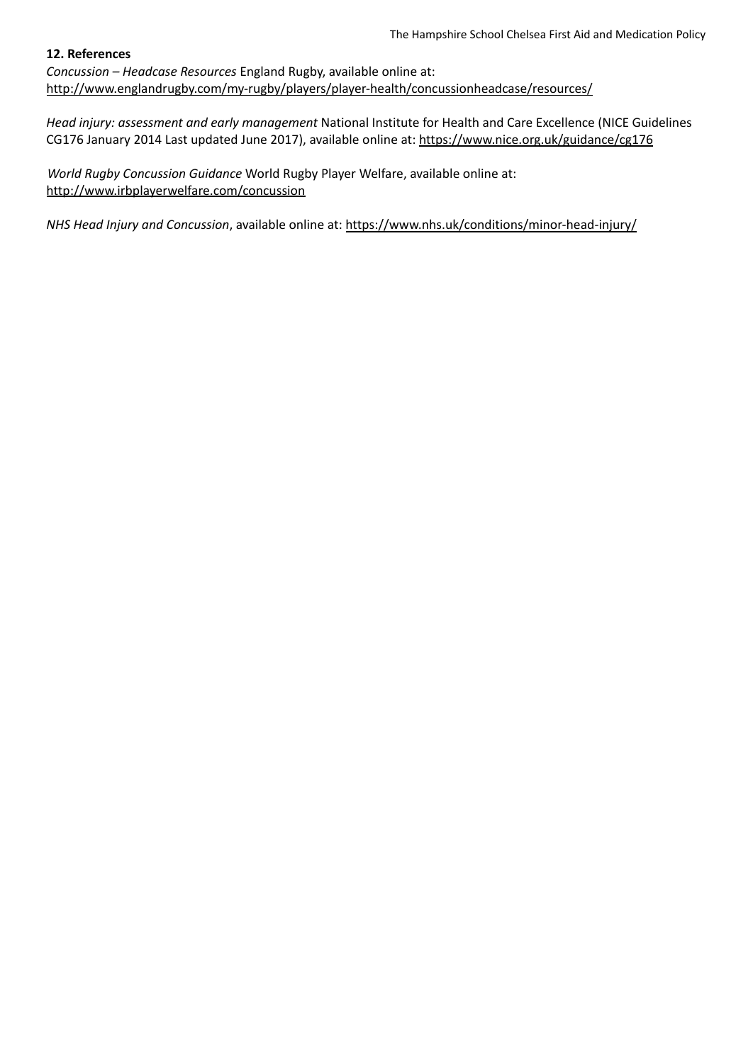## 12. References

*Concussion – Headcase Resources* England Rugby, available online at: http://www.englandrugby.com/my-rugby/players/player-health/concussionheadcase/resources/

*Head injury: assessment and early management* National Institute for Health and Care Excellence (NICE Guidelines CG176 January 2014 Last updated June 2017), available online at: https://www.nice.org.uk/guidance/cg176

*World Rugby Concussion Guidance* World Rugby Player Welfare, available online at: http://www.irbplayerwelfare.com/concussion

*NHS Head Injury and Concussion*, available online at: https://www.nhs.uk/conditions/minor-head-injury/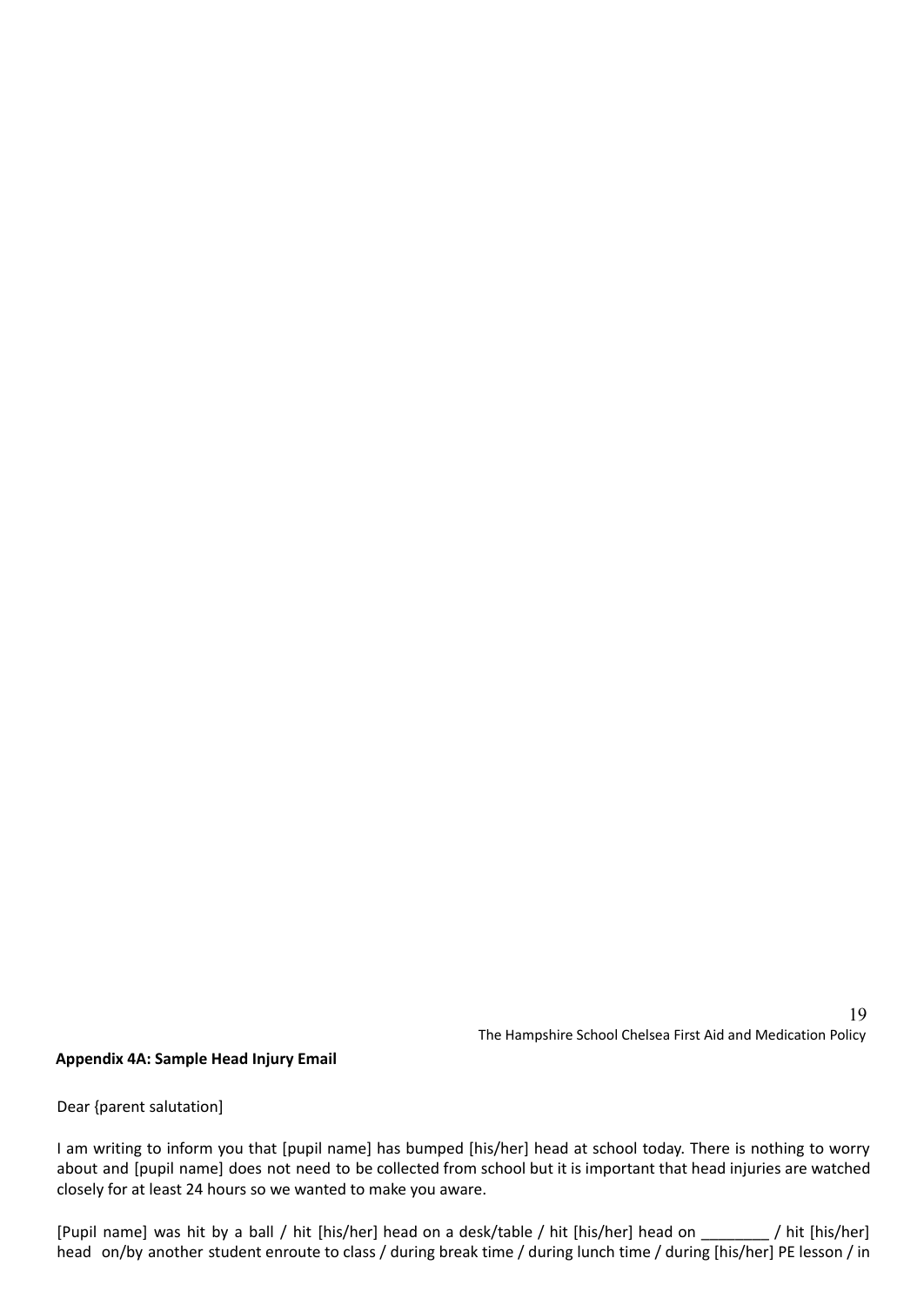**Appendix 4A: Sample Head Injury Email**

Dear {parent salutation]

I am writing to inform you that [pupil name] has bumped [his/her] head at school today. There is nothing to worry about and [pupil name] does not need to be collected from school but it is important that head injuries are watched closely for at least 24 hours so we wanted to make you aware.

[Pupil name] was hit by a ball / hit [his/her] head on a desk/table / hit [his/her] head on ________ / hit [his/her] head on/by another student enroute to class / during break time / during lunch time / during [his/her] PE lesson / in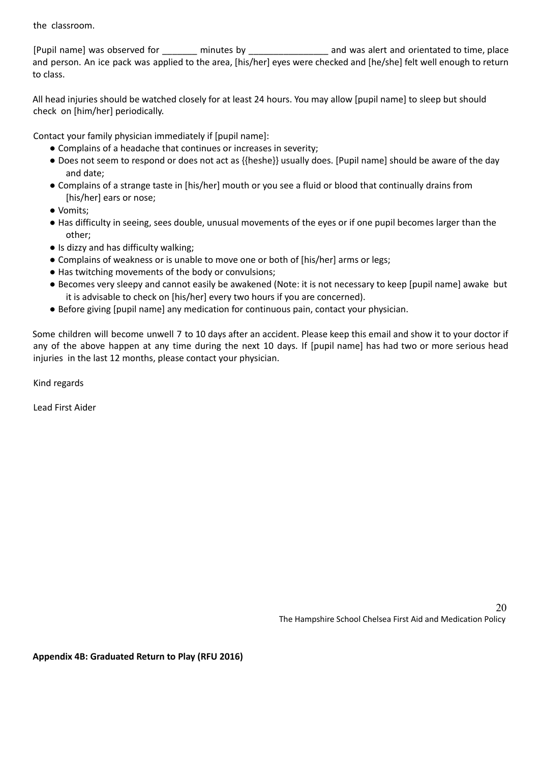the classroom.

[Pupil name] was observed for _______ minutes by ________________ and was alert and orientated to time, place and person. An ice pack was applied to the area, [his/her] eyes were checked and [he/she] felt well enough to return to class.

All head injuries should be watched closely for at least 24 hours. You may allow [pupil name] to sleep but should check on [him/her] periodically.

Contact your family physician immediately if [pupil name]:

- Complains of a headache that continues or increases in severity;
- Does not seem to respond or does not act as {{heshe}} usually does. [Pupil name] should be aware of the day and date;
- Complains of a strange taste in [his/her] mouth or you see a fluid or blood that continually drains from [his/her] ears or nose;
- Vomits;
- Has difficulty in seeing, sees double, unusual movements of the eyes or if one pupil becomes larger than the other;
- Is dizzy and has difficulty walking;
- Complains of weakness or is unable to move one or both of [his/her] arms or legs;
- Has twitching movements of the body or convulsions;
- Becomes very sleepy and cannot easily be awakened (Note: it is not necessary to keep [pupil name] awake but it is advisable to check on [his/her] every two hours if you are concerned).
- Before giving [pupil name] any medication for continuous pain, contact your physician.

Some children will become unwell 7 to 10 days after an accident. Please keep this email and show it to your doctor if any of the above happen at any time during the next 10 days. If [pupil name] has had two or more serious head injuries in the last 12 months, please contact your physician.

Kind regards

Lead First Aider

**Appendix 4B: Graduated Return to Play (RFU 2016)**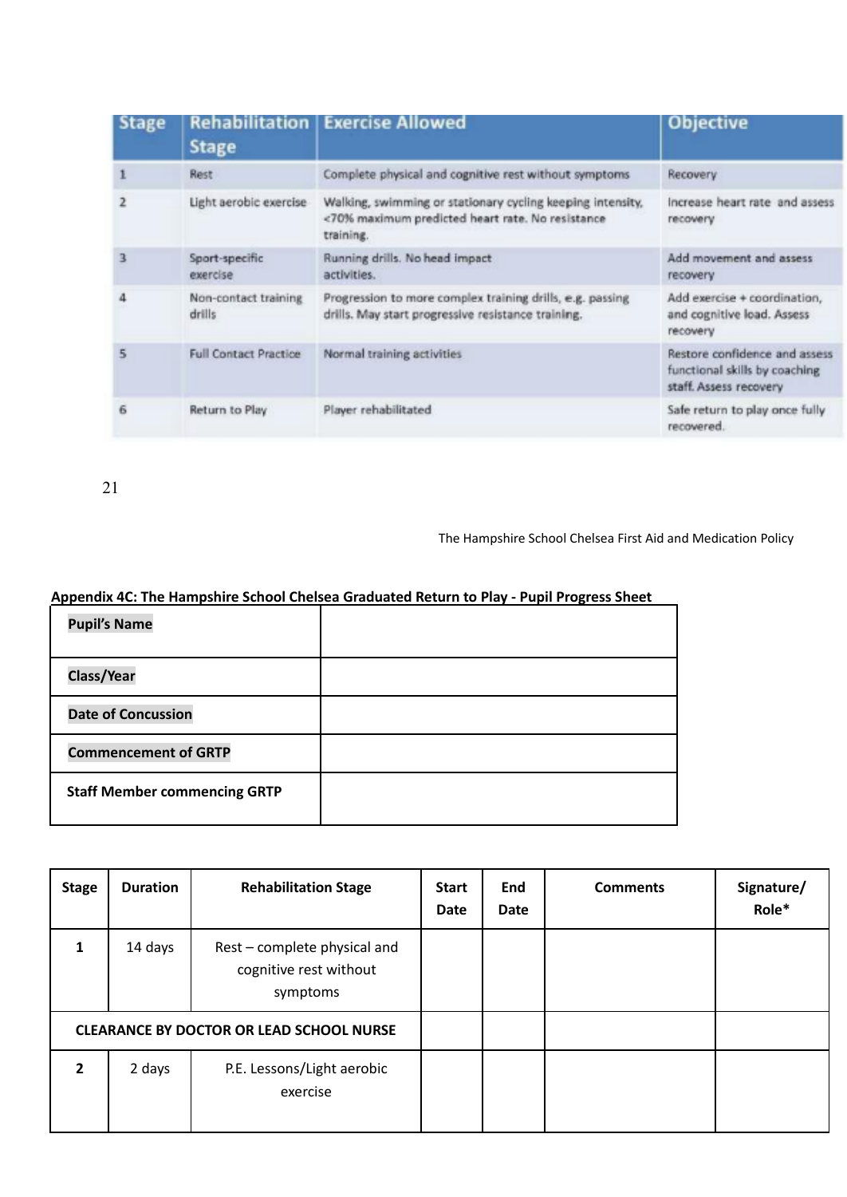| Stage | Rehabilitation Stage | Exercise Allowed | Objective |
|---|---|---|---|
| 1 | Rest | Complete physical and cognitive rest without symptoms | Recovery |
| 2 | Light aerobic exercise | Walking, swimming or stationary cycling keeping intensity, <70% maximum predicted heart rate. No resistance training. | Increase heart rate and assess recovery |
| 3 | Sport-specific exercise | Running drills. No head impact activities. | Add movement and assess recovery |
| 4 | Non-contact training drills | Progression to more complex training drills, e.g. passing drills. May start progressive resistance training. | Add exercise + coordination, and cognitive load. Assess recovery |
| 5 | Full Contact Practice | Normal training activities | Restore confidence and assess functional skills by coaching staff. Assess recovery |
| 6 | Return to Play | Player rehabilitated | Safe return to play once fully recovered. |

**Appendix 4C: The Hampshire School Chelsea Graduated Return to Play - Pupil Progress Sheet**

| | |
|---|---|
| **Pupil's Name** | |
| **Class/Year** | |
| **Date of Concussion** | |
| **Commencement of GRTP** | |
| **Staff Member commencing GRTP** | |

| Stage | Duration | Rehabilitation Stage | Start Date | End Date | Comments | Signature/ Role* |
|---|---|---|---|---|---|---|
| 1 | 14 days | Rest – complete physical and cognitive rest without symptoms | | | | |
| **CLEARANCE BY DOCTOR OR LEAD SCHOOL NURSE** | | | | | | |
| 2 | 2 days | P.E. Lessons/Light aerobic exercise | | | | |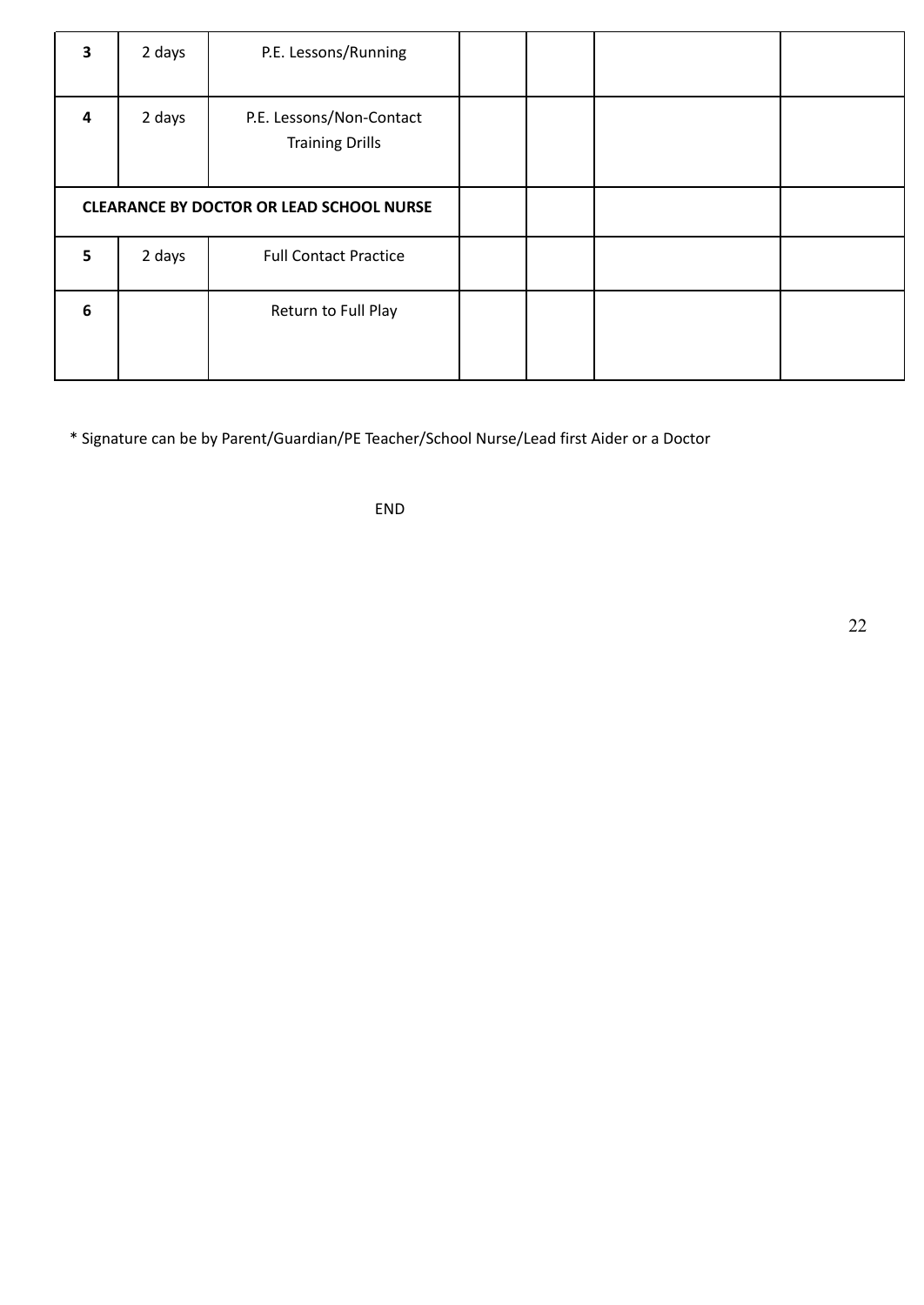| | | | | | | |
|---|---|---|---|---|---|---|
| **3** | 2 days | P.E. Lessons/Running | | | | |
| **4** | 2 days | P.E. Lessons/Non-Contact Training Drills | | | | |
| **CLEARANCE BY DOCTOR OR LEAD SCHOOL NURSE** | | | | | | |
| **5** | 2 days | Full Contact Practice | | | | |
| **6** | | Return to Full Play | | | | |

* Signature can be by Parent/Guardian/PE Teacher/School Nurse/Lead first Aider or a Doctor

END